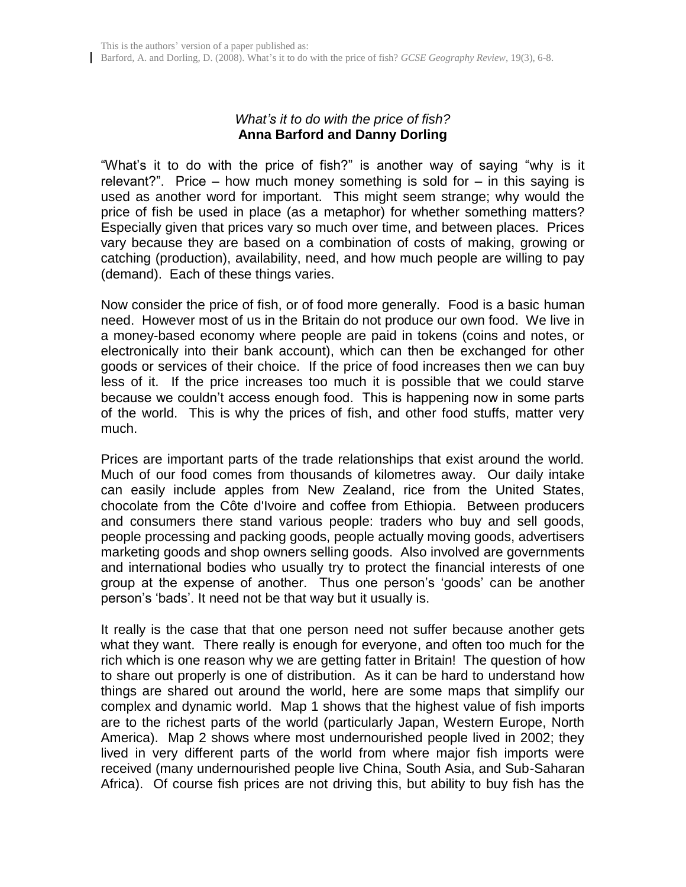This is the authors' version of a paper published as:
Barford, A. and Dorling, D. (2008). What's it to do with the price of fish? *GCSE Geography Review*, 19(3), 6-8.

# *What's it to do with the price of fish?*
**Anna Barford and Danny Dorling**

"What's it to do with the price of fish?" is another way of saying "why is it relevant?". Price – how much money something is sold for – in this saying is used as another word for important. This might seem strange; why would the price of fish be used in place (as a metaphor) for whether something matters? Especially given that prices vary so much over time, and between places. Prices vary because they are based on a combination of costs of making, growing or catching (production), availability, need, and how much people are willing to pay (demand). Each of these things varies.

Now consider the price of fish, or of food more generally. Food is a basic human need. However most of us in the Britain do not produce our own food. We live in a money-based economy where people are paid in tokens (coins and notes, or electronically into their bank account), which can then be exchanged for other goods or services of their choice. If the price of food increases then we can buy less of it. If the price increases too much it is possible that we could starve because we couldn't access enough food. This is happening now in some parts of the world. This is why the prices of fish, and other food stuffs, matter very much.

Prices are important parts of the trade relationships that exist around the world. Much of our food comes from thousands of kilometres away. Our daily intake can easily include apples from New Zealand, rice from the United States, chocolate from the Côte d'Ivoire and coffee from Ethiopia. Between producers and consumers there stand various people: traders who buy and sell goods, people processing and packing goods, people actually moving goods, advertisers marketing goods and shop owners selling goods. Also involved are governments and international bodies who usually try to protect the financial interests of one group at the expense of another. Thus one person's 'goods' can be another person's 'bads'. It need not be that way but it usually is.

It really is the case that that one person need not suffer because another gets what they want. There really is enough for everyone, and often too much for the rich which is one reason why we are getting fatter in Britain! The question of how to share out properly is one of distribution. As it can be hard to understand how things are shared out around the world, here are some maps that simplify our complex and dynamic world. Map 1 shows that the highest value of fish imports are to the richest parts of the world (particularly Japan, Western Europe, North America). Map 2 shows where most undernourished people lived in 2002; they lived in very different parts of the world from where major fish imports were received (many undernourished people live China, South Asia, and Sub-Saharan Africa). Of course fish prices are not driving this, but ability to buy fish has the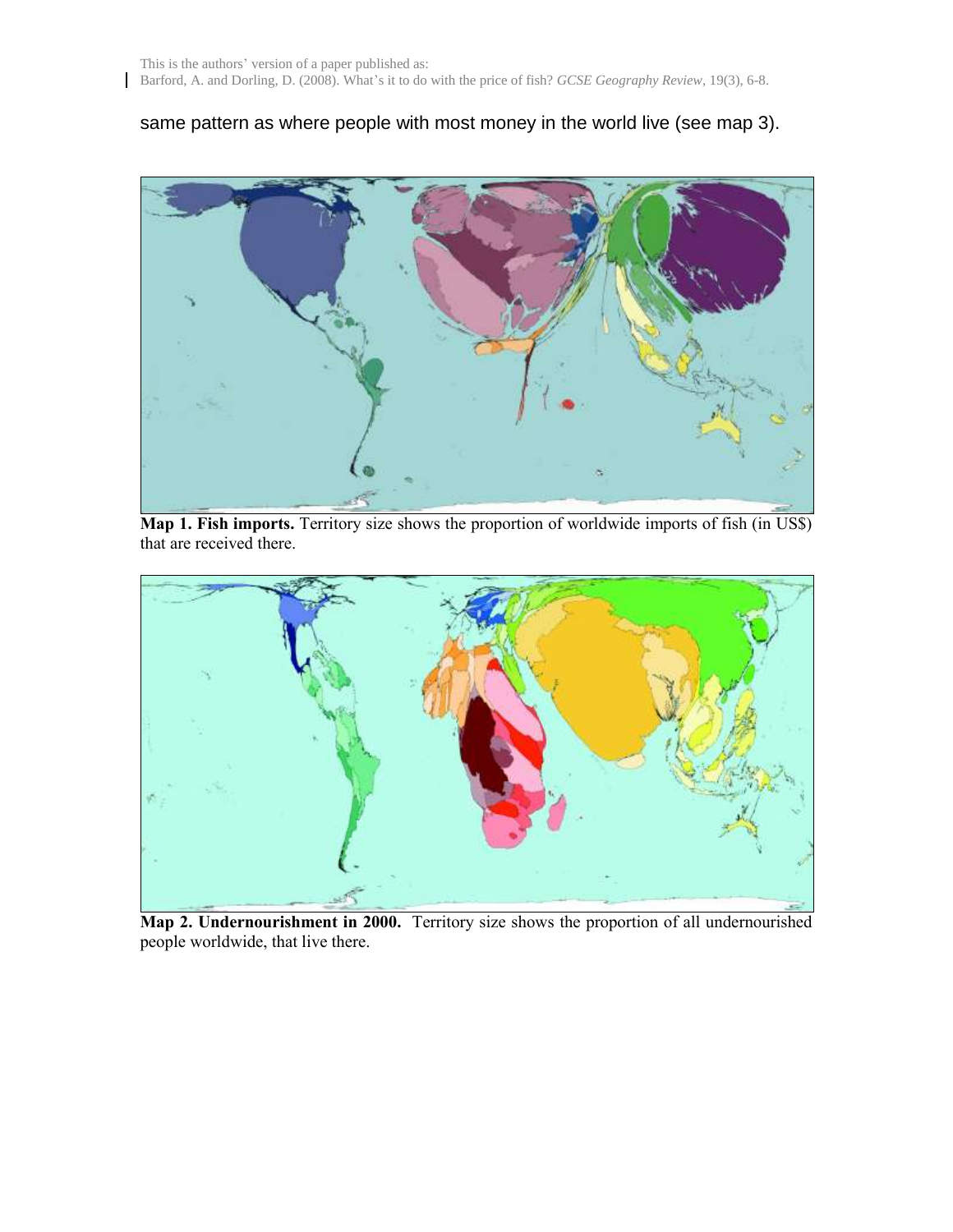same pattern as where people with most money in the world live (see map 3).

**Map 1. Fish imports.** Territory size shows the proportion of worldwide imports of fish (in US$) that are received there.

**Map 2. Undernourishment in 2000.** Territory size shows the proportion of all undernourished people worldwide, that live there.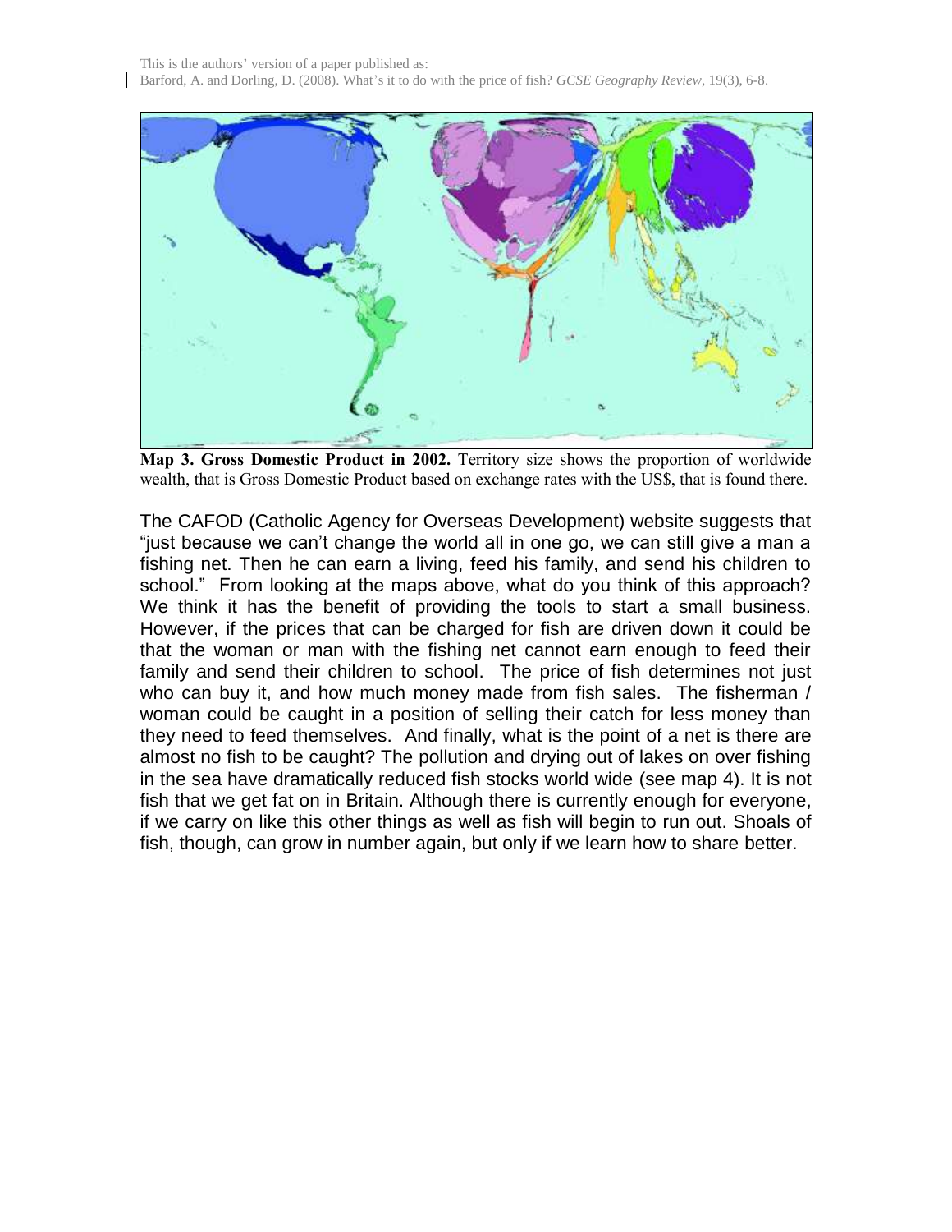**Map 3. Gross Domestic Product in 2002.** Territory size shows the proportion of worldwide wealth, that is Gross Domestic Product based on exchange rates with the US$, that is found there.

The CAFOD (Catholic Agency for Overseas Development) website suggests that "just because we can't change the world all in one go, we can still give a man a fishing net. Then he can earn a living, feed his family, and send his children to school." From looking at the maps above, what do you think of this approach? We think it has the benefit of providing the tools to start a small business. However, if the prices that can be charged for fish are driven down it could be that the woman or man with the fishing net cannot earn enough to feed their family and send their children to school. The price of fish determines not just who can buy it, and how much money made from fish sales. The fisherman / woman could be caught in a position of selling their catch for less money than they need to feed themselves. And finally, what is the point of a net is there are almost no fish to be caught? The pollution and drying out of lakes on over fishing in the sea have dramatically reduced fish stocks world wide (see map 4). It is not fish that we get fat on in Britain. Although there is currently enough for everyone, if we carry on like this other things as well as fish will begin to run out. Shoals of fish, though, can grow in number again, but only if we learn how to share better.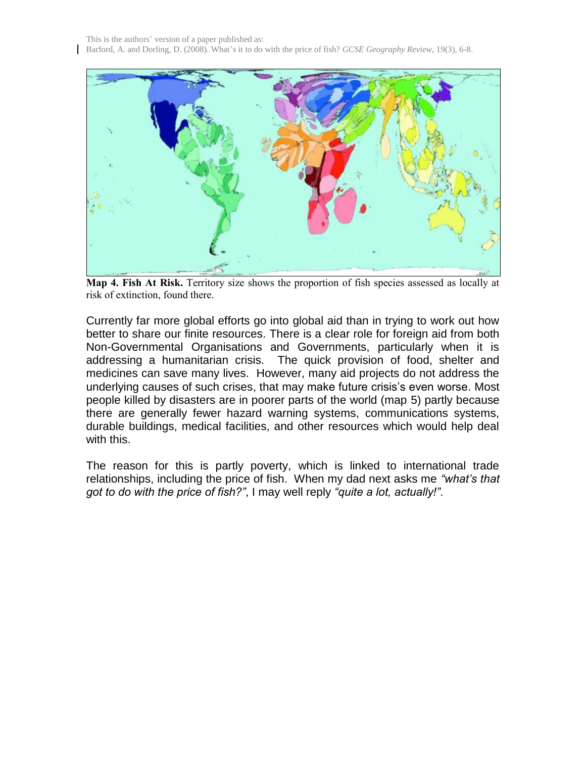**Map 4. Fish At Risk.** Territory size shows the proportion of fish species assessed as locally at risk of extinction, found there.

Currently far more global efforts go into global aid than in trying to work out how better to share our finite resources. There is a clear role for foreign aid from both Non-Governmental Organisations and Governments, particularly when it is addressing a humanitarian crisis. The quick provision of food, shelter and medicines can save many lives. However, many aid projects do not address the underlying causes of such crises, that may make future crisis's even worse. Most people killed by disasters are in poorer parts of the world (map 5) partly because there are generally fewer hazard warning systems, communications systems, durable buildings, medical facilities, and other resources which would help deal with this.

The reason for this is partly poverty, which is linked to international trade relationships, including the price of fish. When my dad next asks me *"what's that got to do with the price of fish?"*, I may well reply *"quite a lot, actually!"*.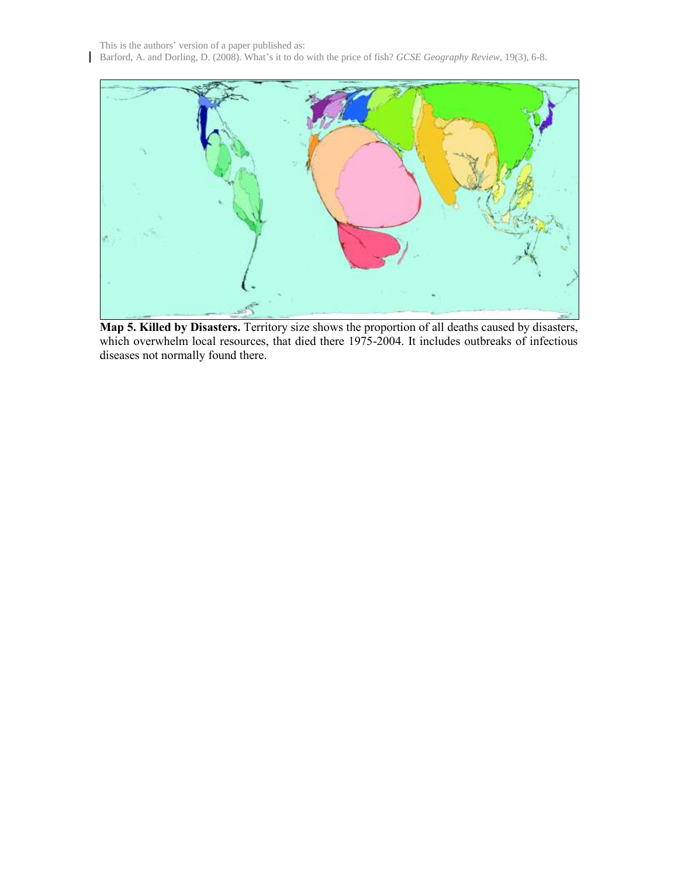**Map 5. Killed by Disasters.** Territory size shows the proportion of all deaths caused by disasters, which overwhelm local resources, that died there 1975-2004. It includes outbreaks of infectious diseases not normally found there.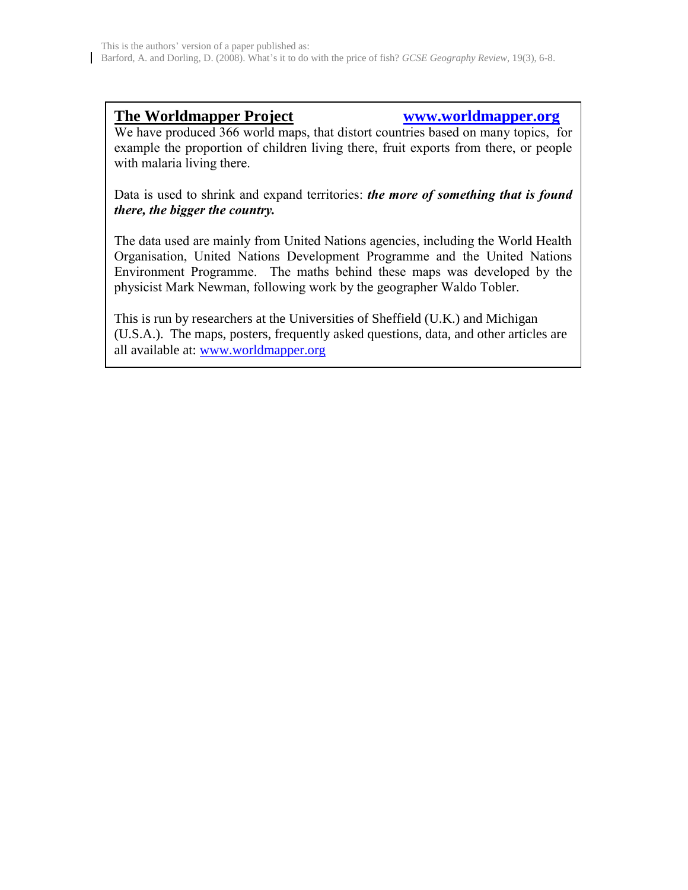## The Worldmapper Project

**www.worldmapper.org**

We have produced 366 world maps, that distort countries based on many topics, for example the proportion of children living there, fruit exports from there, or people with malaria living there.

Data is used to shrink and expand territories: ***the more of something that is found there, the bigger the country.***

The data used are mainly from United Nations agencies, including the World Health Organisation, United Nations Development Programme and the United Nations Environment Programme. The maths behind these maps was developed by the physicist Mark Newman, following work by the geographer Waldo Tobler.

This is run by researchers at the Universities of Sheffield (U.K.) and Michigan (U.S.A.). The maps, posters, frequently asked questions, data, and other articles are all available at: www.worldmapper.org